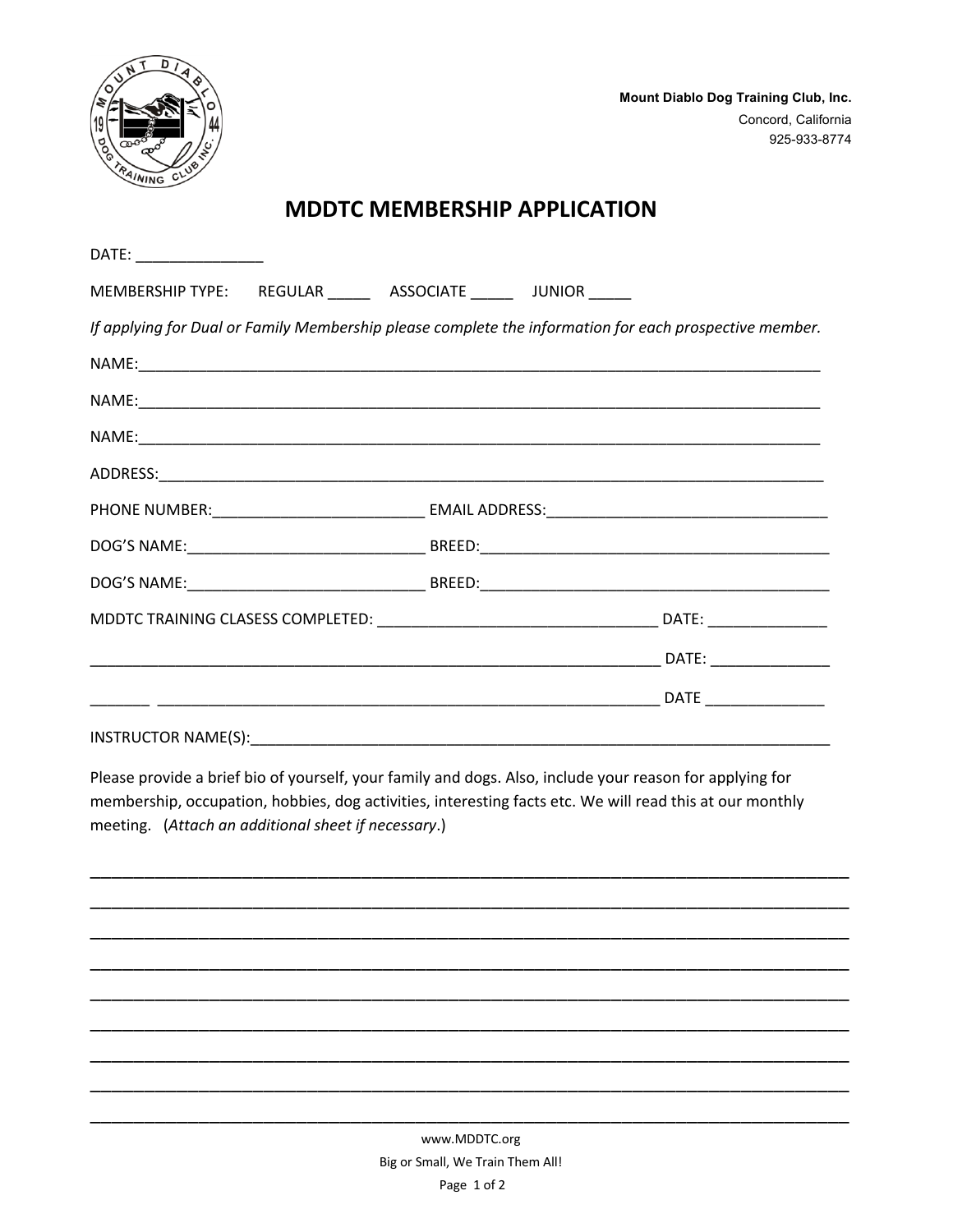Mount Diablo Dog Training Club, Inc.
Concord, California
925-933-8774

# MDDTC MEMBERSHIP APPLICATION

DATE: _______________

MEMBERSHIP TYPE: REGULAR _____ ASSOCIATE _____ JUNIOR _____

*If applying for Dual or Family Membership please complete the information for each prospective member.*

NAME:_______________________________________________________________________________

NAME:_______________________________________________________________________________

NAME:_______________________________________________________________________________

ADDRESS:____________________________________________________________________________

PHONE NUMBER:_________________________ EMAIL ADDRESS:_________________________________

DOG'S NAME:____________________________ BREED:__________________________________________

DOG'S NAME:____________________________ BREED:__________________________________________

MDDTC TRAINING CLASESS COMPLETED: _________________________________ DATE: ______________

____________________________________________________________________ DATE: ______________

_______ _____________________________________________________________ DATE ______________

INSTRUCTOR NAME(S):_________________________________________________________________

Please provide a brief bio of yourself, your family and dogs. Also, include your reason for applying for membership, occupation, hobbies, dog activities, interesting facts etc. We will read this at our monthly meeting. (*Attach an additional sheet if necessary*.)

_____________________________________________________________________________________

_____________________________________________________________________________________

_____________________________________________________________________________________

_____________________________________________________________________________________

_____________________________________________________________________________________

_____________________________________________________________________________________

_____________________________________________________________________________________

_____________________________________________________________________________________

_____________________________________________________________________________________

www.MDDTC.org

Big or Small, We Train Them All!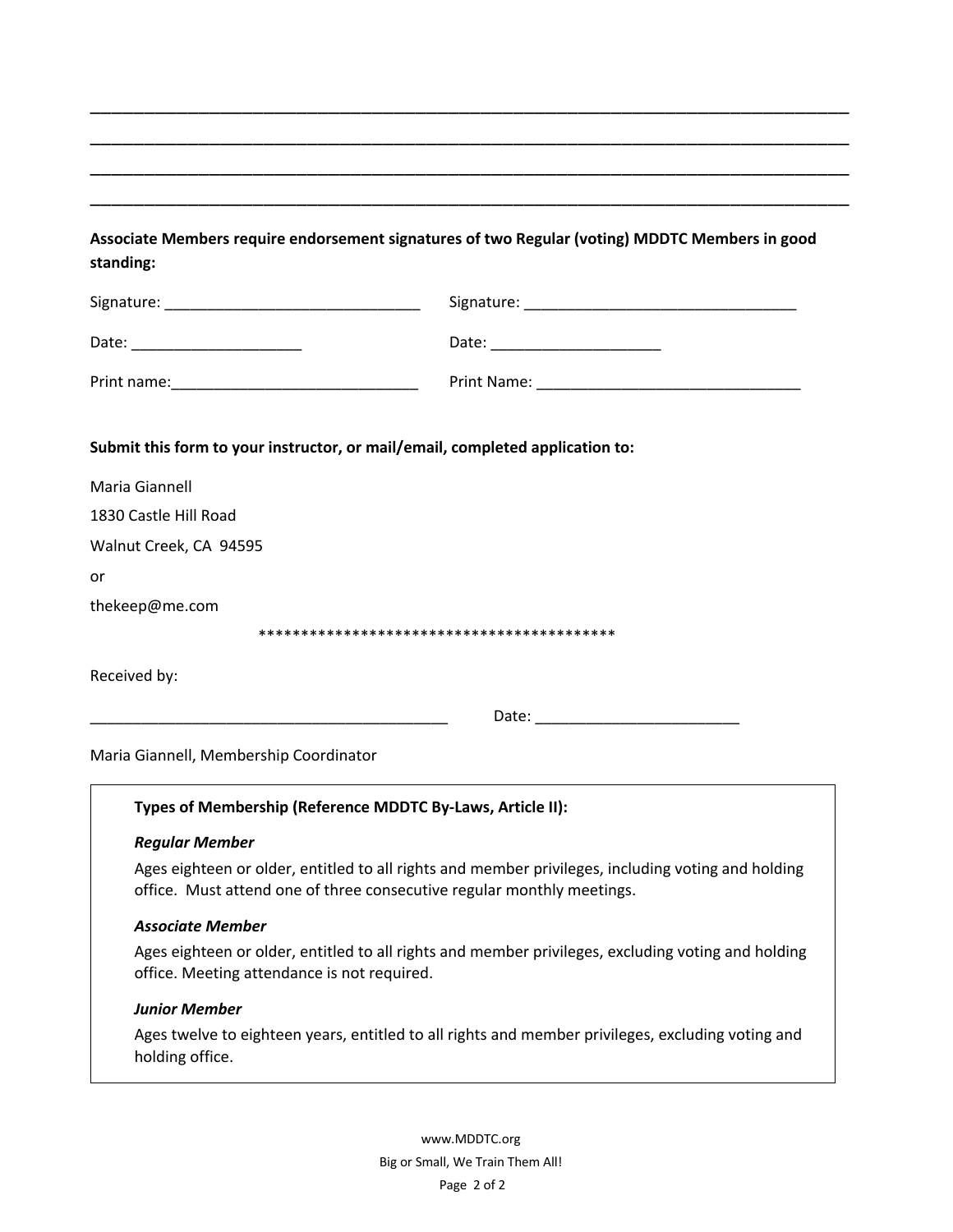\_\_\_\_\_\_\_\_\_\_\_\_\_\_\_\_\_\_\_\_\_\_\_\_\_\_\_\_\_\_\_\_\_\_\_\_\_\_\_\_\_\_\_\_\_\_\_\_\_\_\_\_\_\_\_\_\_\_\_\_\_\_\_\_\_\_\_\_\_\_\_\_\_\_\_\_\_\_\_\_\_\_

\_\_\_\_\_\_\_\_\_\_\_\_\_\_\_\_\_\_\_\_\_\_\_\_\_\_\_\_\_\_\_\_\_\_\_\_\_\_\_\_\_\_\_\_\_\_\_\_\_\_\_\_\_\_\_\_\_\_\_\_\_\_\_\_\_\_\_\_\_\_\_\_\_\_\_\_\_\_\_\_\_\_

\_\_\_\_\_\_\_\_\_\_\_\_\_\_\_\_\_\_\_\_\_\_\_\_\_\_\_\_\_\_\_\_\_\_\_\_\_\_\_\_\_\_\_\_\_\_\_\_\_\_\_\_\_\_\_\_\_\_\_\_\_\_\_\_\_\_\_\_\_\_\_\_\_\_\_\_\_\_\_\_\_\_

\_\_\_\_\_\_\_\_\_\_\_\_\_\_\_\_\_\_\_\_\_\_\_\_\_\_\_\_\_\_\_\_\_\_\_\_\_\_\_\_\_\_\_\_\_\_\_\_\_\_\_\_\_\_\_\_\_\_\_\_\_\_\_\_\_\_\_\_\_\_\_\_\_\_\_\_\_\_\_\_\_\_

**Associate Members require endorsement signatures of two Regular (voting) MDDTC Members in good standing:**

Signature: \_\_\_\_\_\_\_\_\_\_\_\_\_\_\_\_\_\_\_\_\_\_\_\_\_\_\_\_\_\_ Signature: \_\_\_\_\_\_\_\_\_\_\_\_\_\_\_\_\_\_\_\_\_\_\_\_\_\_\_\_\_\_\_\_

Date: \_\_\_\_\_\_\_\_\_\_\_\_\_\_\_\_\_\_\_\_ Date: \_\_\_\_\_\_\_\_\_\_\_\_\_\_\_\_\_\_\_\_

Print name:\_\_\_\_\_\_\_\_\_\_\_\_\_\_\_\_\_\_\_\_\_\_\_\_\_\_\_\_\_ Print Name: \_\_\_\_\_\_\_\_\_\_\_\_\_\_\_\_\_\_\_\_\_\_\_\_\_\_\_\_\_\_\_

**Submit this form to your instructor, or mail/email, completed application to:**

Maria Giannell

1830 Castle Hill Road

Walnut Creek, CA 94595

or

thekeep@me.com

*******************************************

Received by:

\_\_\_\_\_\_\_\_\_\_\_\_\_\_\_\_\_\_\_\_\_\_\_\_\_\_\_\_\_\_\_\_\_\_\_\_\_\_\_\_\_\_ Date: \_\_\_\_\_\_\_\_\_\_\_\_\_\_\_\_\_\_\_\_\_\_\_\_

Maria Giannell, Membership Coordinator

**Types of Membership (Reference MDDTC By-Laws, Article II):**

***Regular Member***

Ages eighteen or older, entitled to all rights and member privileges, including voting and holding office. Must attend one of three consecutive regular monthly meetings.

***Associate Member***

Ages eighteen or older, entitled to all rights and member privileges, excluding voting and holding office. Meeting attendance is not required.

***Junior Member***

Ages twelve to eighteen years, entitled to all rights and member privileges, excluding voting and holding office.

www.MDDTC.org

Big or Small, We Train Them All!